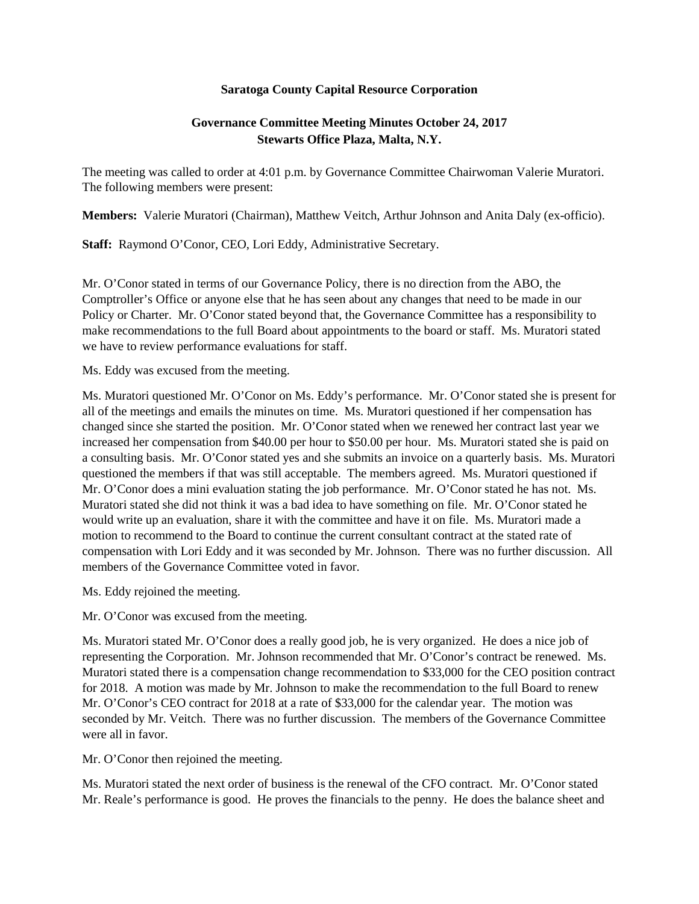**Saratoga County Capital Resource Corporation**

**Governance Committee Meeting Minutes October 24, 2017**
**Stewarts Office Plaza, Malta, N.Y.**

The meeting was called to order at 4:01 p.m. by Governance Committee Chairwoman Valerie Muratori. The following members were present:

**Members:** Valerie Muratori (Chairman), Matthew Veitch, Arthur Johnson and Anita Daly (ex-officio).

**Staff:** Raymond O'Conor, CEO, Lori Eddy, Administrative Secretary.

Mr. O'Conor stated in terms of our Governance Policy, there is no direction from the ABO, the Comptroller's Office or anyone else that he has seen about any changes that need to be made in our Policy or Charter. Mr. O'Conor stated beyond that, the Governance Committee has a responsibility to make recommendations to the full Board about appointments to the board or staff. Ms. Muratori stated we have to review performance evaluations for staff.

Ms. Eddy was excused from the meeting.

Ms. Muratori questioned Mr. O'Conor on Ms. Eddy's performance. Mr. O'Conor stated she is present for all of the meetings and emails the minutes on time. Ms. Muratori questioned if her compensation has changed since she started the position. Mr. O'Conor stated when we renewed her contract last year we increased her compensation from $40.00 per hour to $50.00 per hour. Ms. Muratori stated she is paid on a consulting basis. Mr. O'Conor stated yes and she submits an invoice on a quarterly basis. Ms. Muratori questioned the members if that was still acceptable. The members agreed. Ms. Muratori questioned if Mr. O'Conor does a mini evaluation stating the job performance. Mr. O'Conor stated he has not. Ms. Muratori stated she did not think it was a bad idea to have something on file. Mr. O'Conor stated he would write up an evaluation, share it with the committee and have it on file. Ms. Muratori made a motion to recommend to the Board to continue the current consultant contract at the stated rate of compensation with Lori Eddy and it was seconded by Mr. Johnson. There was no further discussion. All members of the Governance Committee voted in favor.

Ms. Eddy rejoined the meeting.

Mr. O'Conor was excused from the meeting.

Ms. Muratori stated Mr. O'Conor does a really good job, he is very organized. He does a nice job of representing the Corporation. Mr. Johnson recommended that Mr. O'Conor's contract be renewed. Ms. Muratori stated there is a compensation change recommendation to $33,000 for the CEO position contract for 2018. A motion was made by Mr. Johnson to make the recommendation to the full Board to renew Mr. O'Conor's CEO contract for 2018 at a rate of $33,000 for the calendar year. The motion was seconded by Mr. Veitch. There was no further discussion. The members of the Governance Committee were all in favor.

Mr. O'Conor then rejoined the meeting.

Ms. Muratori stated the next order of business is the renewal of the CFO contract. Mr. O'Conor stated Mr. Reale's performance is good. He proves the financials to the penny. He does the balance sheet and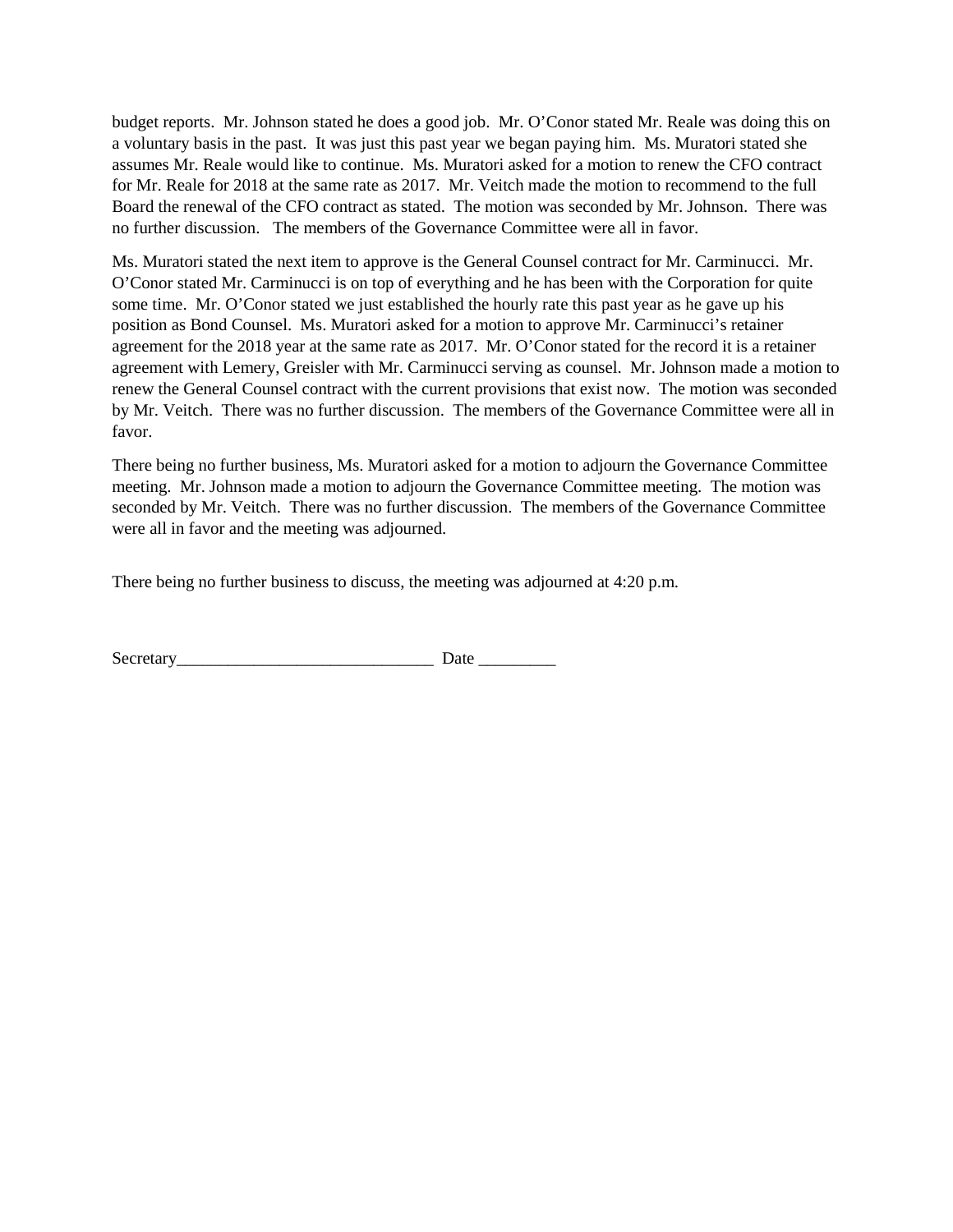budget reports. Mr. Johnson stated he does a good job. Mr. O'Conor stated Mr. Reale was doing this on a voluntary basis in the past. It was just this past year we began paying him. Ms. Muratori stated she assumes Mr. Reale would like to continue. Ms. Muratori asked for a motion to renew the CFO contract for Mr. Reale for 2018 at the same rate as 2017. Mr. Veitch made the motion to recommend to the full Board the renewal of the CFO contract as stated. The motion was seconded by Mr. Johnson. There was no further discussion. The members of the Governance Committee were all in favor.

Ms. Muratori stated the next item to approve is the General Counsel contract for Mr. Carminucci. Mr. O'Conor stated Mr. Carminucci is on top of everything and he has been with the Corporation for quite some time. Mr. O'Conor stated we just established the hourly rate this past year as he gave up his position as Bond Counsel. Ms. Muratori asked for a motion to approve Mr. Carminucci's retainer agreement for the 2018 year at the same rate as 2017. Mr. O'Conor stated for the record it is a retainer agreement with Lemery, Greisler with Mr. Carminucci serving as counsel. Mr. Johnson made a motion to renew the General Counsel contract with the current provisions that exist now. The motion was seconded by Mr. Veitch. There was no further discussion. The members of the Governance Committee were all in favor.

There being no further business, Ms. Muratori asked for a motion to adjourn the Governance Committee meeting. Mr. Johnson made a motion to adjourn the Governance Committee meeting. The motion was seconded by Mr. Veitch. There was no further discussion. The members of the Governance Committee were all in favor and the meeting was adjourned.

There being no further business to discuss, the meeting was adjourned at 4:20 p.m.

Secretary_______________________________ Date _________